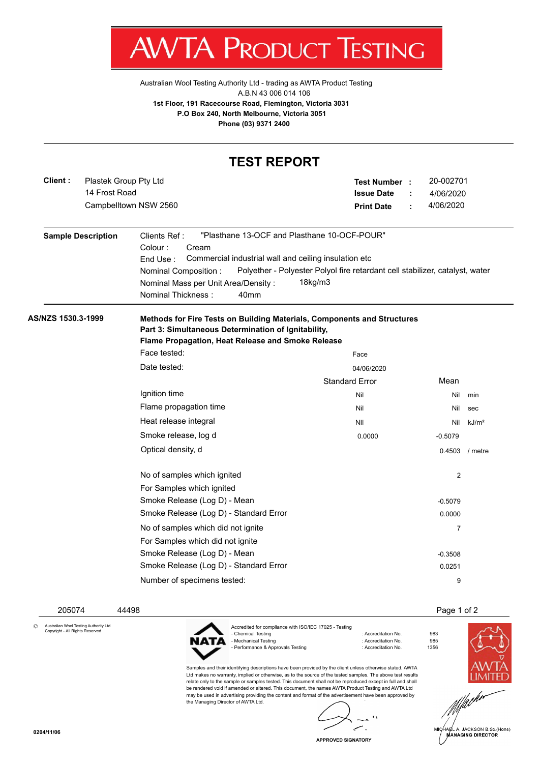# AWTA PRODUCT TESTING

Australian Wool Testing Authority Ltd - trading as AWTA Product Testing
A.B.N 43 006 014 106
**1st Floor, 191 Racecourse Road, Flemington, Victoria 3031**
**P.O Box 240, North Melbourne, Victoria 3051**
**Phone (03) 9371 2400**

## TEST REPORT

**Client :** Plastek Group Pty Ltd
14 Frost Road
Campbelltown NSW 2560

**Test Number :** 20-002701
**Issue Date :** 4/06/2020
**Print Date :** 4/06/2020

**Sample Description**

Clients Ref : "Plasthane 13-OCF and Plasthane 10-OCF-POUR"
Colour : Cream
End Use : Commercial industrial wall and ceiling insulation etc
Nominal Composition : Polyether - Polyester Polyol fire retardant cell stabilizer, catalyst, water
Nominal Mass per Unit Area/Density : 18kg/m3
Nominal Thickness : 40mm

**AS/NZS 1530.3-1999**

**Methods for Fire Tests on Building Materials, Components and Structures**
**Part 3: Simultaneous Determination of Ignitability, Flame Propagation, Heat Release and Smoke Release**

Face tested: Face
Date tested: 04/06/2020

| | Standard Error | Mean | |
|---|---|---|---|
| Ignition time | Nil | Nil | min |
| Flame propagation time | Nil | Nil | sec |
| Heat release integral | NIl | Nil | kJ/m² |
| Smoke release, log d | 0.0000 | -0.5079 | |
| Optical density, d | | 0.4503 | / metre |

| | |
|---|---|
| No of samples which ignited | 2 |
| For Samples which ignited | |
| Smoke Release (Log D) - Mean | -0.5079 |
| Smoke Release (Log D) - Standard Error | 0.0000 |
| No of samples which did not ignite | 7 |
| For Samples which did not ignite | |
| Smoke Release (Log D) - Mean | -0.3508 |
| Smoke Release (Log D) - Standard Error | 0.0251 |
| Number of specimens tested: | 9 |

205074 44498

© Australian Wool Testing Authority Ltd
Copyright - All Rights Reserved

Accredited for compliance with ISO/IEC 17025 - Testing
- Chemical Testing : Accreditation No. 983
- Mechanical Testing : Accreditation No. 985
- Performance & Approvals Testing : Accreditation No. 1356

Samples and their identifying descriptions have been provided by the client unless otherwise stated. AWTA Ltd makes no warranty, implied or otherwise, as to the source of the tested samples. The above test results relate only to the sample or samples tested. This document shall not be reproduced except in full and shall be rendered void if amended or altered. This document, the names AWTA Product Testing and AWTA Ltd may be used in advertising providing the content and format of the advertisement have been approved by the Managing Director of AWTA Ltd.

APPROVED SIGNATORY

MICHAEL A. JACKSON B.Sc.(Hons)
MANAGING DIRECTOR

0204/11/06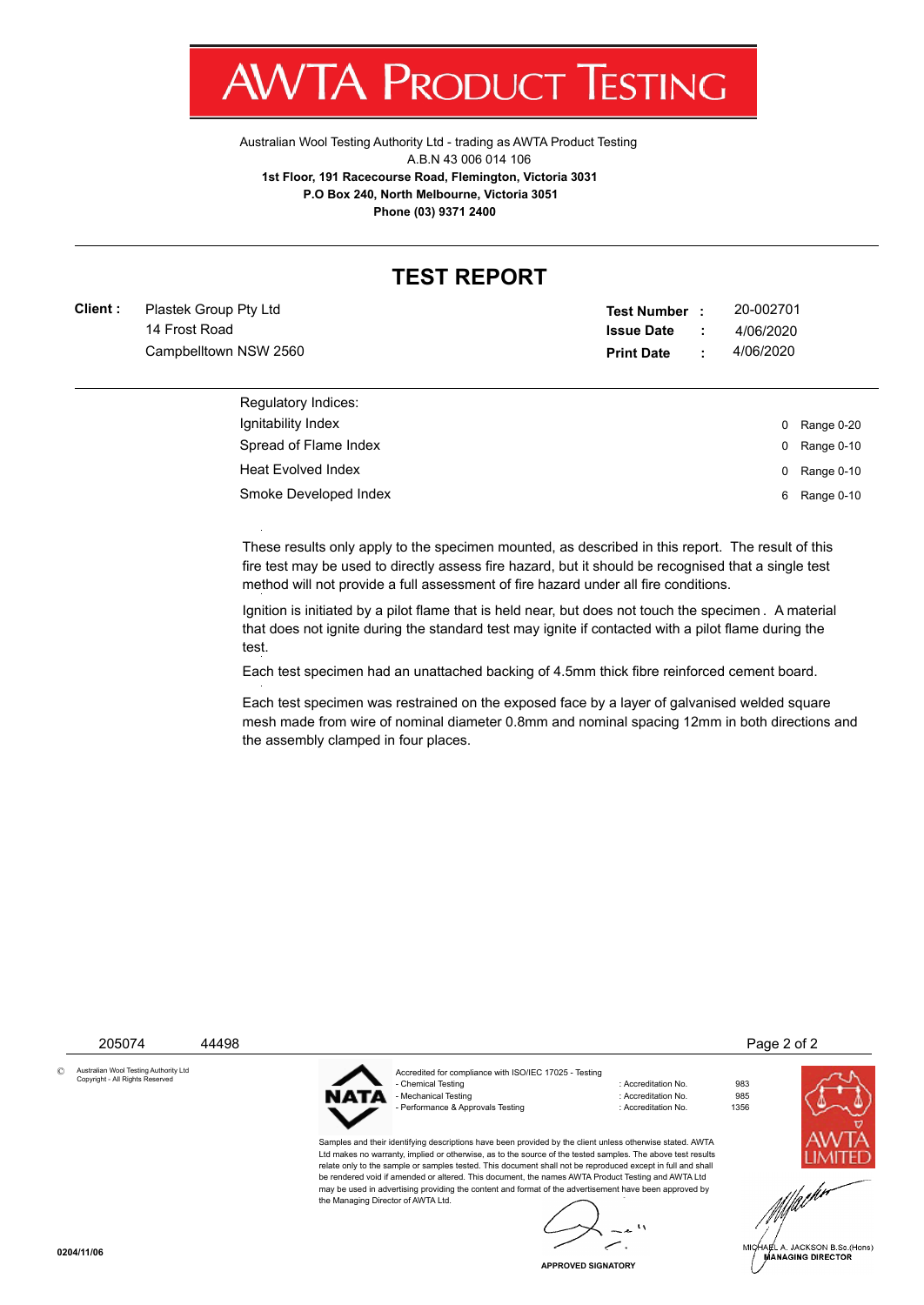# AWTA PRODUCT TESTING

Australian Wool Testing Authority Ltd - trading as AWTA Product Testing
A.B.N 43 006 014 106
**1st Floor, 191 Racecourse Road, Flemington, Victoria 3031**
**P.O Box 240, North Melbourne, Victoria 3051**
**Phone (03) 9371 2400**

## TEST REPORT

**Client :** Plastek Group Pty Ltd
14 Frost Road
Campbelltown NSW 2560

**Test Number :** 20-002701
**Issue Date :** 4/06/2020
**Print Date :** 4/06/2020

Regulatory Indices:

| | | |
|---|---|---|
| Ignitability Index | 0 | Range 0-20 |
| Spread of Flame Index | 0 | Range 0-10 |
| Heat Evolved Index | 0 | Range 0-10 |
| Smoke Developed Index | 6 | Range 0-10 |

These results only apply to the specimen mounted, as described in this report. The result of this fire test may be used to directly assess fire hazard, but it should be recognised that a single test method will not provide a full assessment of fire hazard under all fire conditions.

Ignition is initiated by a pilot flame that is held near, but does not touch the specimen . A material that does not ignite during the standard test may ignite if contacted with a pilot flame during the test.

Each test specimen had an unattached backing of 4.5mm thick fibre reinforced cement board.

Each test specimen was restrained on the exposed face by a layer of galvanised welded square mesh made from wire of nominal diameter 0.8mm and nominal spacing 12mm in both directions and the assembly clamped in four places.

205074 44498

© Australian Wool Testing Authority Ltd
Copyright - All Rights Reserved

Accredited for compliance with ISO/IEC 17025 - Testing

| | | |
|---|---|---|
| - Chemical Testing | : Accreditation No. | 983 |
| - Mechanical Testing | : Accreditation No. | 985 |
| - Performance & Approvals Testing | : Accreditation No. | 1356 |

Samples and their identifying descriptions have been provided by the client unless otherwise stated. AWTA Ltd makes no warranty, implied or otherwise, as to the source of the tested samples. The above test results relate only to the sample or samples tested. This document shall not be reproduced except in full and shall be rendered void if amended or altered. This document, the names AWTA Product Testing and AWTA Ltd may be used in advertising providing the content and format of the advertisement have been approved by the Managing Director of AWTA Ltd.

APPROVED SIGNATORY

MICHAEL A. JACKSON B.Sc.(Hons)
MANAGING DIRECTOR

0204/11/06